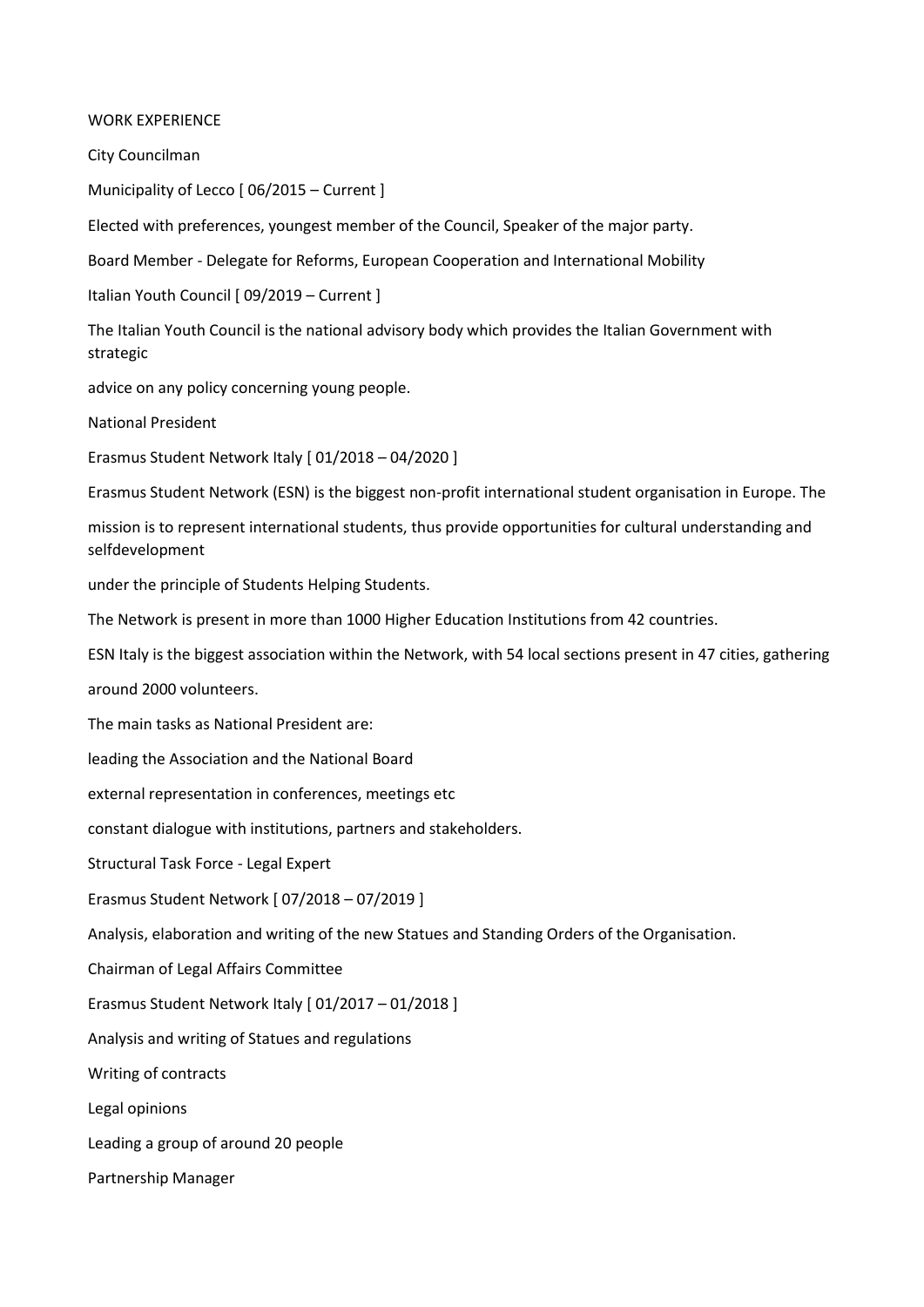## WORK EXPERIENCE

### City Councilman

Municipality of Lecco [ 06/2015 – Current ]

Elected with preferences, youngest member of the Council, Speaker of the major party.

### Board Member - Delegate for Reforms, European Cooperation and International Mobility

Italian Youth Council [ 09/2019 – Current ]

The Italian Youth Council is the national advisory body which provides the Italian Government with strategic advice on any policy concerning young people.

### National President

Erasmus Student Network Italy [ 01/2018 – 04/2020 ]

Erasmus Student Network (ESN) is the biggest non-profit international student organisation in Europe. The mission is to represent international students, thus provide opportunities for cultural understanding and selfdevelopment under the principle of Students Helping Students.

The Network is present in more than 1000 Higher Education Institutions from 42 countries.

ESN Italy is the biggest association within the Network, with 54 local sections present in 47 cities, gathering around 2000 volunteers.

The main tasks as National President are:

- leading the Association and the National Board
- external representation in conferences, meetings etc
- constant dialogue with institutions, partners and stakeholders.

### Structural Task Force - Legal Expert

Erasmus Student Network [ 07/2018 – 07/2019 ]

Analysis, elaboration and writing of the new Statues and Standing Orders of the Organisation.

### Chairman of Legal Affairs Committee

Erasmus Student Network Italy [ 01/2017 – 01/2018 ]

- Analysis and writing of Statues and regulations
- Writing of contracts
- Legal opinions
- Leading a group of around 20 people

### Partnership Manager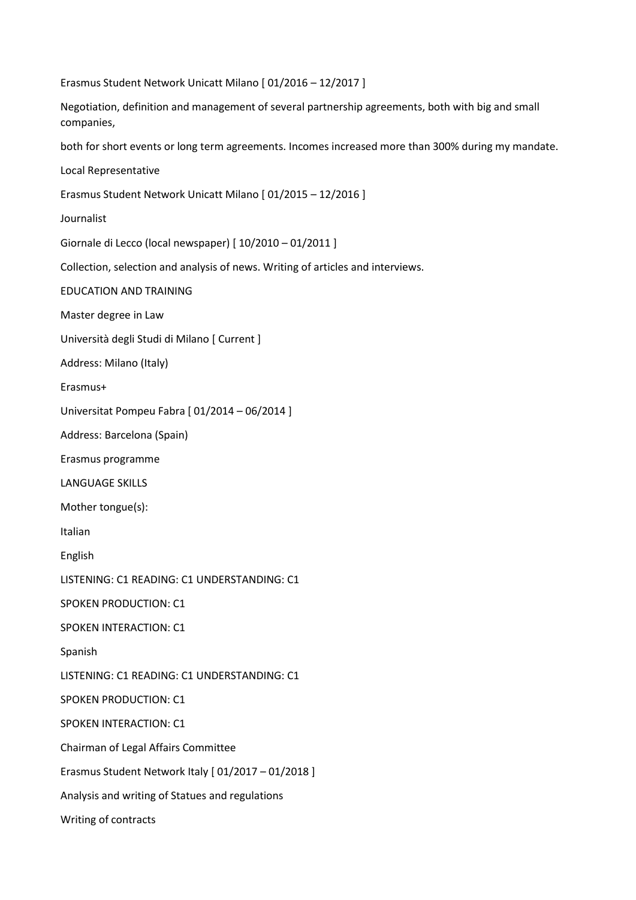Erasmus Student Network Unicatt Milano [ 01/2016 – 12/2017 ]

Negotiation, definition and management of several partnership agreements, both with big and small companies,

both for short events or long term agreements. Incomes increased more than 300% during my mandate.

Local Representative

Erasmus Student Network Unicatt Milano [ 01/2015 – 12/2016 ]

Journalist

Giornale di Lecco (local newspaper) [ 10/2010 – 01/2011 ]

Collection, selection and analysis of news. Writing of articles and interviews.

## EDUCATION AND TRAINING

Master degree in Law

Università degli Studi di Milano [ Current ]

Address: Milano (Italy)

Erasmus+

Universitat Pompeu Fabra [ 01/2014 – 06/2014 ]

Address: Barcelona (Spain)

Erasmus programme

## LANGUAGE SKILLS

Mother tongue(s):

Italian

English

LISTENING: C1 READING: C1 UNDERSTANDING: C1

SPOKEN PRODUCTION: C1

SPOKEN INTERACTION: C1

Spanish

LISTENING: C1 READING: C1 UNDERSTANDING: C1

SPOKEN PRODUCTION: C1

SPOKEN INTERACTION: C1

Chairman of Legal Affairs Committee

Erasmus Student Network Italy [ 01/2017 – 01/2018 ]

Analysis and writing of Statues and regulations

Writing of contracts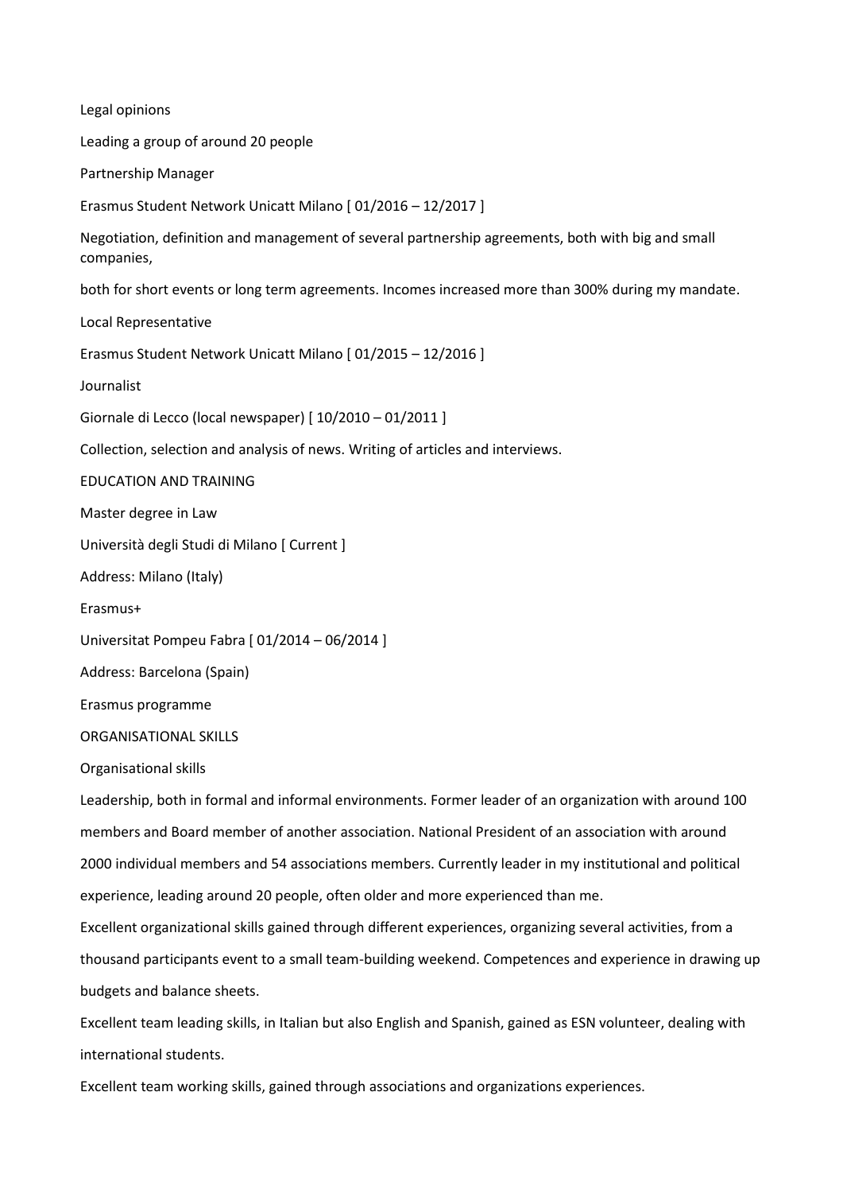Legal opinions

Leading a group of around 20 people

Partnership Manager

Erasmus Student Network Unicatt Milano [ 01/2016 – 12/2017 ]

Negotiation, definition and management of several partnership agreements, both with big and small companies,

both for short events or long term agreements. Incomes increased more than 300% during my mandate.

Local Representative

Erasmus Student Network Unicatt Milano [ 01/2015 – 12/2016 ]

Journalist

Giornale di Lecco (local newspaper) [ 10/2010 – 01/2011 ]

Collection, selection and analysis of news. Writing of articles and interviews.

## EDUCATION AND TRAINING

Master degree in Law

Università degli Studi di Milano [ Current ]

Address: Milano (Italy)

Erasmus+

Universitat Pompeu Fabra [ 01/2014 – 06/2014 ]

Address: Barcelona (Spain)

Erasmus programme

## ORGANISATIONAL SKILLS

Organisational skills

Leadership, both in formal and informal environments. Former leader of an organization with around 100 members and Board member of another association. National President of an association with around 2000 individual members and 54 associations members. Currently leader in my institutional and political experience, leading around 20 people, often older and more experienced than me.

Excellent organizational skills gained through different experiences, organizing several activities, from a thousand participants event to a small team-building weekend. Competences and experience in drawing up budgets and balance sheets.

Excellent team leading skills, in Italian but also English and Spanish, gained as ESN volunteer, dealing with international students.

Excellent team working skills, gained through associations and organizations experiences.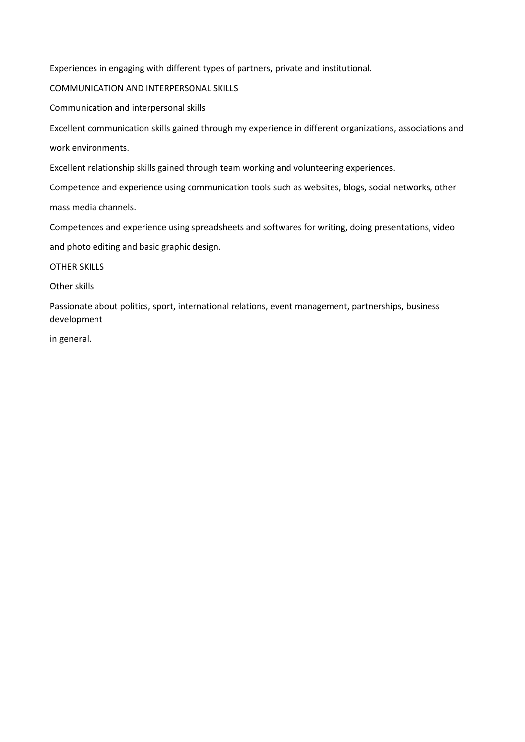Experiences in engaging with different types of partners, private and institutional.

## COMMUNICATION AND INTERPERSONAL SKILLS

Communication and interpersonal skills

Excellent communication skills gained through my experience in different organizations, associations and work environments.

Excellent relationship skills gained through team working and volunteering experiences.

Competence and experience using communication tools such as websites, blogs, social networks, other mass media channels.

Competences and experience using spreadsheets and softwares for writing, doing presentations, video and photo editing and basic graphic design.

## OTHER SKILLS

Other skills

Passionate about politics, sport, international relations, event management, partnerships, business development in general.